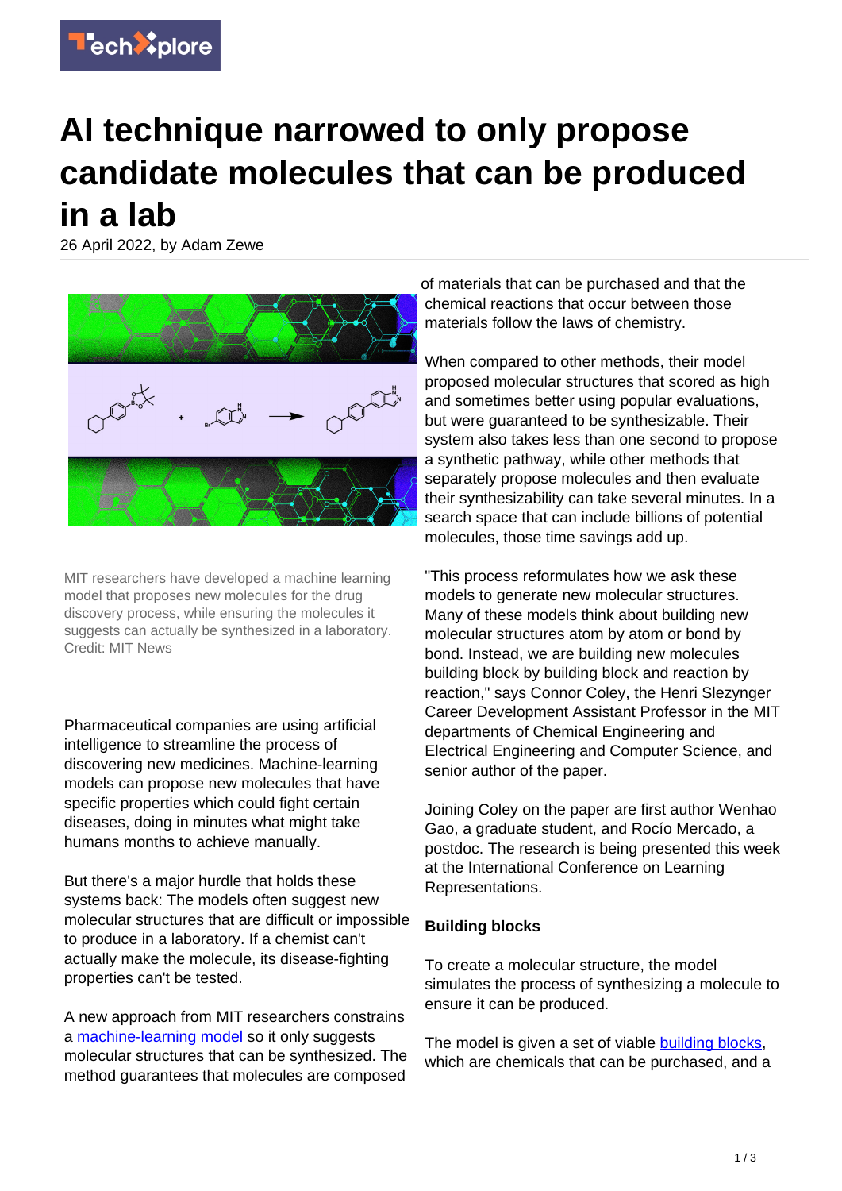# AI technique narrowed to only propose candidate molecules that can be produced in a lab

26 April 2022, by Adam Zewe

MIT researchers have developed a machine learning model that proposes new molecules for the drug discovery process, while ensuring the molecules it suggests can actually be synthesized in a laboratory. Credit: MIT News

Pharmaceutical companies are using artificial intelligence to streamline the process of discovering new medicines. Machine-learning models can propose new molecules that have specific properties which could fight certain diseases, doing in minutes what might take humans months to achieve manually.

But there's a major hurdle that holds these systems back: The models often suggest new molecular structures that are difficult or impossible to produce in a laboratory. If a chemist can't actually make the molecule, its disease-fighting properties can't be tested.

A new approach from MIT researchers constrains a machine-learning model so it only suggests molecular structures that can be synthesized. The method guarantees that molecules are composed of materials that can be purchased and that the chemical reactions that occur between those materials follow the laws of chemistry.

When compared to other methods, their model proposed molecular structures that scored as high and sometimes better using popular evaluations, but were guaranteed to be synthesizable. Their system also takes less than one second to propose a synthetic pathway, while other methods that separately propose molecules and then evaluate their synthesizability can take several minutes. In a search space that can include billions of potential molecules, those time savings add up.

"This process reformulates how we ask these models to generate new molecular structures. Many of these models think about building new molecular structures atom by atom or bond by bond. Instead, we are building new molecules building block by building block and reaction by reaction," says Connor Coley, the Henri Slezynger Career Development Assistant Professor in the MIT departments of Chemical Engineering and Electrical Engineering and Computer Science, and senior author of the paper.

Joining Coley on the paper are first author Wenhao Gao, a graduate student, and Rocío Mercado, a postdoc. The research is being presented this week at the International Conference on Learning Representations.

**Building blocks**

To create a molecular structure, the model simulates the process of synthesizing a molecule to ensure it can be produced.

The model is given a set of viable building blocks, which are chemicals that can be purchased, and a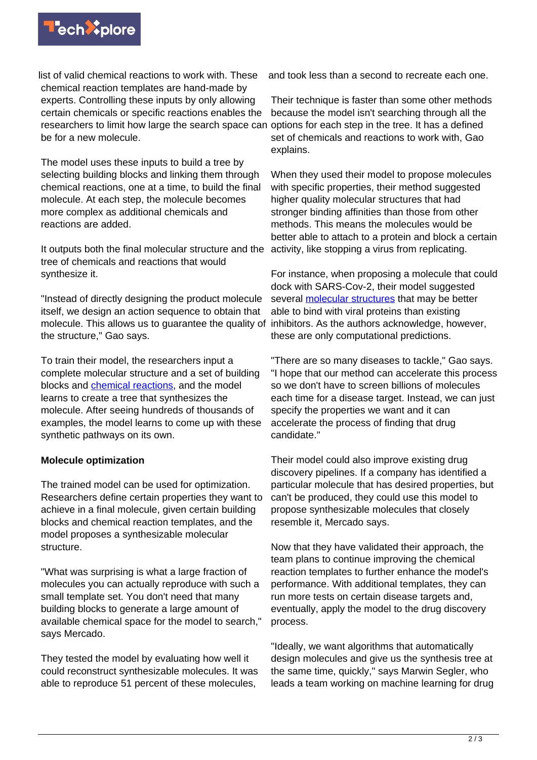list of valid chemical reactions to work with. These chemical reaction templates are hand-made by experts. Controlling these inputs by only allowing certain chemicals or specific reactions enables the researchers to limit how large the search space can be for a new molecule.

The model uses these inputs to build a tree by selecting building blocks and linking them through chemical reactions, one at a time, to build the final molecule. At each step, the molecule becomes more complex as additional chemicals and reactions are added.

It outputs both the final molecular structure and the tree of chemicals and reactions that would synthesize it.

"Instead of directly designing the product molecule itself, we design an action sequence to obtain that molecule. This allows us to guarantee the quality of the structure," Gao says.

To train their model, the researchers input a complete molecular structure and a set of building blocks and chemical reactions, and the model learns to create a tree that synthesizes the molecule. After seeing hundreds of thousands of examples, the model learns to come up with these synthetic pathways on its own.

**Molecule optimization**

The trained model can be used for optimization. Researchers define certain properties they want to achieve in a final molecule, given certain building blocks and chemical reaction templates, and the model proposes a synthesizable molecular structure.

"What was surprising is what a large fraction of molecules you can actually reproduce with such a small template set. You don't need that many building blocks to generate a large amount of available chemical space for the model to search," says Mercado.

They tested the model by evaluating how well it could reconstruct synthesizable molecules. It was able to reproduce 51 percent of these molecules, and took less than a second to recreate each one.

Their technique is faster than some other methods because the model isn't searching through all the options for each step in the tree. It has a defined set of chemicals and reactions to work with, Gao explains.

When they used their model to propose molecules with specific properties, their method suggested higher quality molecular structures that had stronger binding affinities than those from other methods. This means the molecules would be better able to attach to a protein and block a certain activity, like stopping a virus from replicating.

For instance, when proposing a molecule that could dock with SARS-Cov-2, their model suggested several molecular structures that may be better able to bind with viral proteins than existing inhibitors. As the authors acknowledge, however, these are only computational predictions.

"There are so many diseases to tackle," Gao says. "I hope that our method can accelerate this process so we don't have to screen billions of molecules each time for a disease target. Instead, we can just specify the properties we want and it can accelerate the process of finding that drug candidate."

Their model could also improve existing drug discovery pipelines. If a company has identified a particular molecule that has desired properties, but can't be produced, they could use this model to propose synthesizable molecules that closely resemble it, Mercado says.

Now that they have validated their approach, the team plans to continue improving the chemical reaction templates to further enhance the model's performance. With additional templates, they can run more tests on certain disease targets and, eventually, apply the model to the drug discovery process.

"Ideally, we want algorithms that automatically design molecules and give us the synthesis tree at the same time, quickly," says Marwin Segler, who leads a team working on machine learning for drug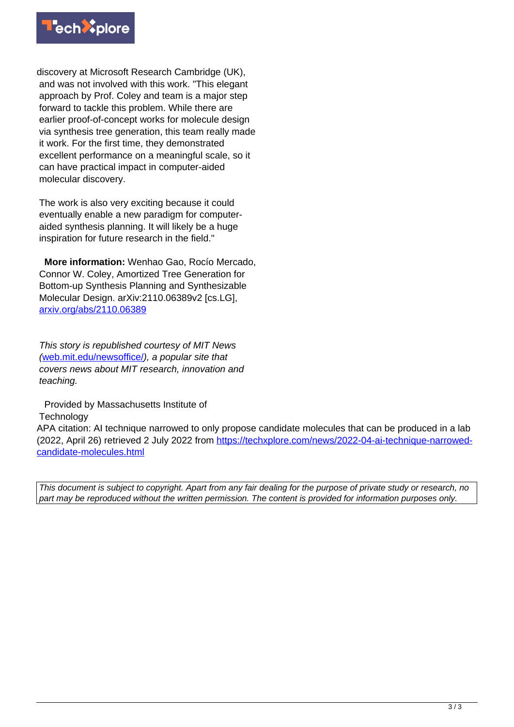discovery at Microsoft Research Cambridge (UK), and was not involved with this work. "This elegant approach by Prof. Coley and team is a major step forward to tackle this problem. While there are earlier proof-of-concept works for molecule design via synthesis tree generation, this team really made it work. For the first time, they demonstrated excellent performance on a meaningful scale, so it can have practical impact in computer-aided molecular discovery.

The work is also very exciting because it could eventually enable a new paradigm for computer-aided synthesis planning. It will likely be a huge inspiration for future research in the field."

**More information:** Wenhao Gao, Rocío Mercado, Connor W. Coley, Amortized Tree Generation for Bottom-up Synthesis Planning and Synthesizable Molecular Design. arXiv:2110.06389v2 [cs.LG], [arxiv.org/abs/2110.06389](https://arxiv.org/abs/2110.06389)

*This story is republished courtesy of MIT News ([web.mit.edu/newsoffice/](http://web.mit.edu/newsoffice/)), a popular site that covers news about MIT research, innovation and teaching.*

Provided by Massachusetts Institute of Technology

APA citation: AI technique narrowed to only propose candidate molecules that can be produced in a lab (2022, April 26) retrieved 2 July 2022 from [https://techxplore.com/news/2022-04-ai-technique-narrowed-candidate-molecules.html](https://techxplore.com/news/2022-04-ai-technique-narrowed-candidate-molecules.html)

*This document is subject to copyright. Apart from any fair dealing for the purpose of private study or research, no part may be reproduced without the written permission. The content is provided for information purposes only.*